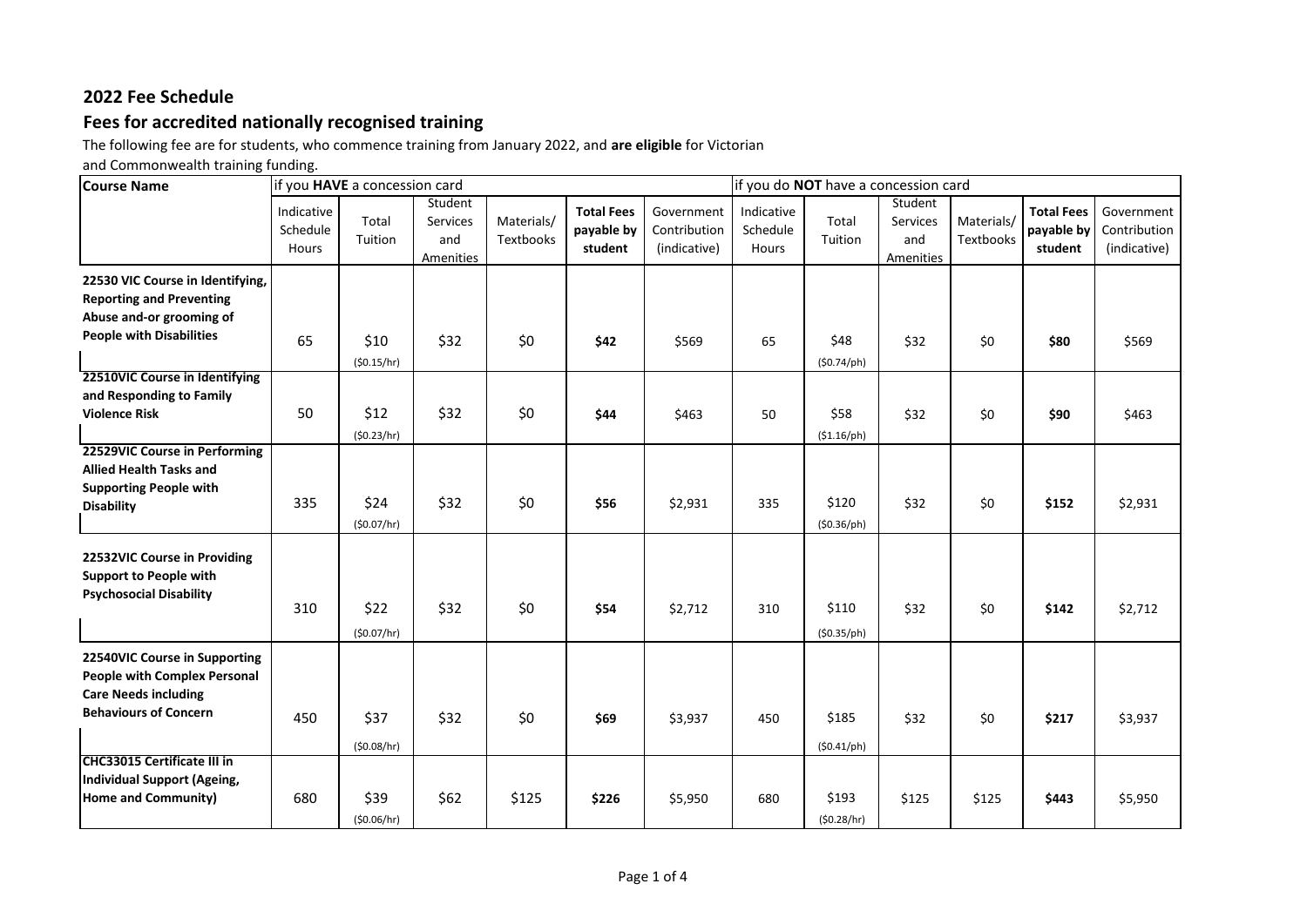## 2022 Fee Schedule

### Fees for accredited nationally recognised training

The following fee are for students, who commence training from January 2022, and **are eligible** for Victorian and Commonwealth training funding.

| Course Name | if you **HAVE** a concession card | | | | | | if you do **NOT** have a concession card | | | | | |
|---|---|---|---|---|---|---|---|---|---|---|---|---|
| | Indicative Schedule Hours | Total Tuition | Student Services and Amenities | Materials/ Textbooks | **Total Fees payable by student** | Government Contribution (indicative) | Indicative Schedule Hours | Total Tuition | Student Services and Amenities | Materials/ Textbooks | **Total Fees payable by student** | Government Contribution (indicative) |
| **22530 VIC Course in Identifying, Reporting and Preventing Abuse and-or grooming of People with Disabilities** | 65 | $10 ($0.15/hr) | $32 | $0 | **$42** | $569 | 65 | $48 ($0.74/ph) | $32 | $0 | **$80** | $569 |
| **22510VIC Course in Identifying and Responding to Family Violence Risk** | 50 | $12 ($0.23/hr) | $32 | $0 | **$44** | $463 | 50 | $58 ($1.16/ph) | $32 | $0 | **$90** | $463 |
| **22529VIC Course in Performing Allied Health Tasks and Supporting People with Disability** | 335 | $24 ($0.07/hr) | $32 | $0 | **$56** | $2,931 | 335 | $120 ($0.36/ph) | $32 | $0 | **$152** | $2,931 |
| **22532VIC Course in Providing Support to People with Psychosocial Disability** | 310 | $22 ($0.07/hr) | $32 | $0 | **$54** | $2,712 | 310 | $110 ($0.35/ph) | $32 | $0 | **$142** | $2,712 |
| **22540VIC Course in Supporting People with Complex Personal Care Needs including Behaviours of Concern** | 450 | $37 ($0.08/hr) | $32 | $0 | **$69** | $3,937 | 450 | $185 ($0.41/ph) | $32 | $0 | **$217** | $3,937 |
| **CHC33015 Certificate III in Individual Support (Ageing, Home and Community)** | 680 | $39 ($0.06/hr) | $62 | $125 | **$226** | $5,950 | 680 | $193 ($0.28/hr) | $125 | $125 | **$443** | $5,950 |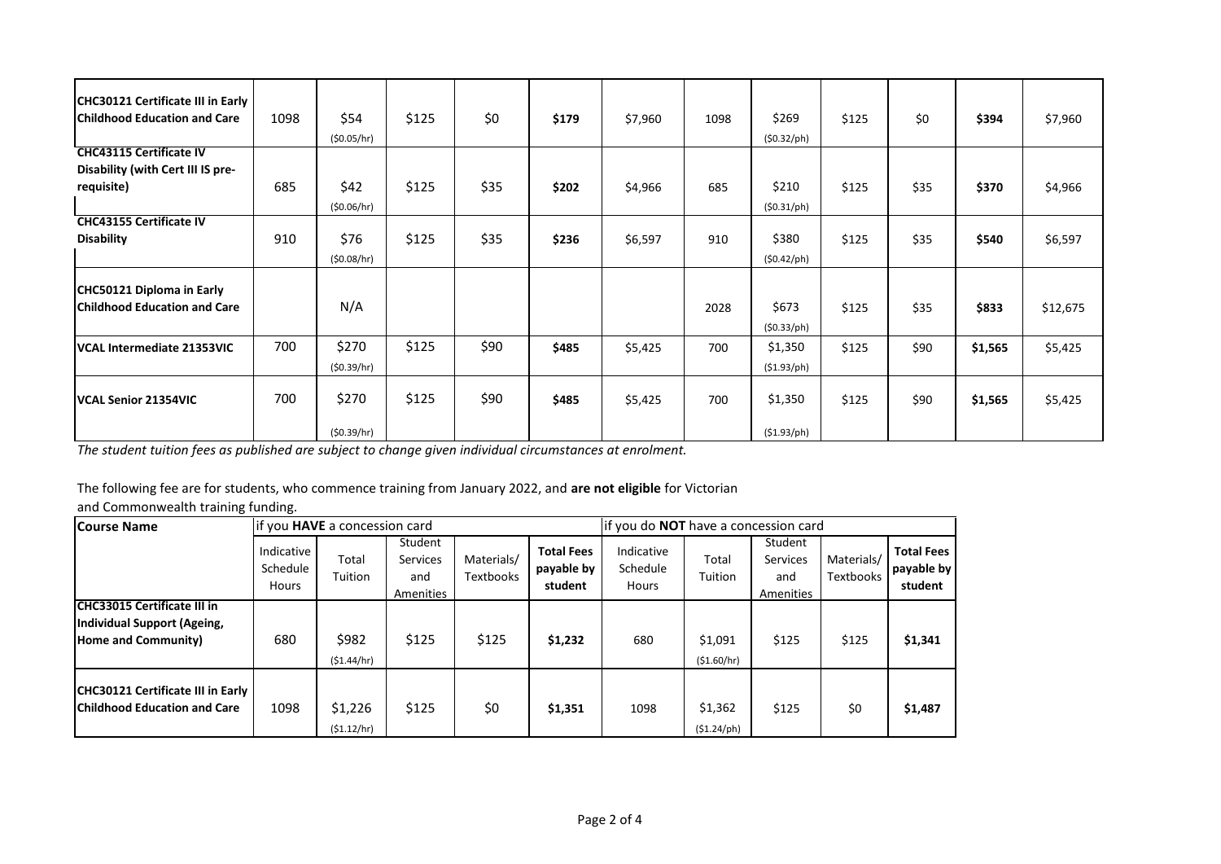| | | | | | | | | | | | | |
|---|---|---|---|---|---|---|---|---|---|---|---|---|
| **CHC30121 Certificate III in Early Childhood Education and Care** | 1098 | \$54 (\$0.05/hr) | \$125 | \$0 | **\$179** | \$7,960 | 1098 | \$269 (\$0.32/ph) | \$125 | \$0 | **\$394** | \$7,960 |
| **CHC43115 Certificate IV Disability (with Cert III IS pre-requisite)** | 685 | \$42 (\$0.06/hr) | \$125 | \$35 | **\$202** | \$4,966 | 685 | \$210 (\$0.31/ph) | \$125 | \$35 | **\$370** | \$4,966 |
| **CHC43155 Certificate IV Disability** | 910 | \$76 (\$0.08/hr) | \$125 | \$35 | **\$236** | \$6,597 | 910 | \$380 (\$0.42/ph) | \$125 | \$35 | **\$540** | \$6,597 |
| **CHC50121 Diploma in Early Childhood Education and Care** | | N/A | | | | | 2028 | \$673 (\$0.33/ph) | \$125 | \$35 | **\$833** | \$12,675 |
| **VCAL Intermediate 21353VIC** | 700 | \$270 (\$0.39/hr) | \$125 | \$90 | **\$485** | \$5,425 | 700 | \$1,350 (\$1.93/ph) | \$125 | \$90 | **\$1,565** | \$5,425 |
| **VCAL Senior 21354VIC** | 700 | \$270 (\$0.39/hr) | \$125 | \$90 | **\$485** | \$5,425 | 700 | \$1,350 (\$1.93/ph) | \$125 | \$90 | **\$1,565** | \$5,425 |

*The student tuition fees as published are subject to change given individual circumstances at enrolment.*

The following fee are for students, who commence training from January 2022, and **are not eligible** for Victorian and Commonwealth training funding.

| **Course Name** | if you **HAVE** a concession card | | | | | if you do **NOT** have a concession card | | | | |
|---|---|---|---|---|---|---|---|---|---|---|
| | Indicative Schedule Hours | Total Tuition | Student Services and Amenities | Materials/ Textbooks | **Total Fees payable by student** | Indicative Schedule Hours | Total Tuition | Student Services and Amenities | Materials/ Textbooks | **Total Fees payable by student** |
| **CHC33015 Certificate III in Individual Support (Ageing, Home and Community)** | 680 | \$982 (\$1.44/hr) | \$125 | \$125 | **\$1,232** | 680 | \$1,091 (\$1.60/hr) | \$125 | \$125 | **\$1,341** |
| **CHC30121 Certificate III in Early Childhood Education and Care** | 1098 | \$1,226 (\$1.12/hr) | \$125 | \$0 | **\$1,351** | 1098 | \$1,362 (\$1.24/ph) | \$125 | \$0 | **\$1,487** |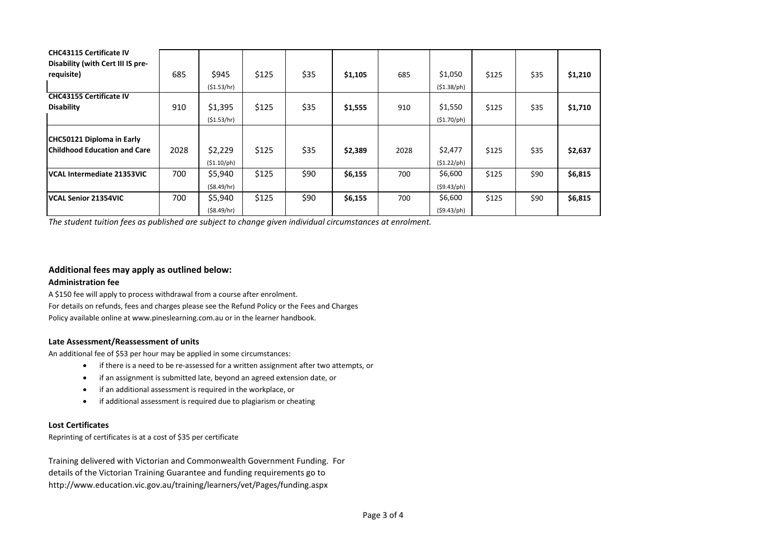| | | | | | | | | | | |
|---|---|---|---|---|---|---|---|---|---|---|
| **CHC43115 Certificate IV Disability (with Cert III IS pre-requisite)** | 685 | $945 ($1.53/hr) | $125 | $35 | **$1,105** | 685 | $1,050 ($1.38/ph) | $125 | $35 | **$1,210** |
| **CHC43155 Certificate IV Disability** | 910 | $1,395 ($1.53/hr) | $125 | $35 | **$1,555** | 910 | $1,550 ($1.70/ph) | $125 | $35 | **$1,710** |
| **CHC50121 Diploma in Early Childhood Education and Care** | 2028 | $2,229 ($1.10/ph) | $125 | $35 | **$2,389** | 2028 | $2,477 ($1.22/ph) | $125 | $35 | **$2,637** |
| **VCAL Intermediate 21353VIC** | 700 | $5,940 ($8.49/hr) | $125 | $90 | **$6,155** | 700 | $6,600 ($9.43/ph) | $125 | $90 | **$6,815** |
| **VCAL Senior 21354VIC** | 700 | $5,940 ($8.49/hr) | $125 | $90 | **$6,155** | 700 | $6,600 ($9.43/ph) | $125 | $90 | **$6,815** |

*The student tuition fees as published are subject to change given individual circumstances at enrolment.*

### Additional fees may apply as outlined below:

**Administration fee**

A $150 fee will apply to process withdrawal from a course after enrolment.
For details on refunds, fees and charges please see the Refund Policy or the Fees and Charges Policy available online at www.pineslearning.com.au or in the learner handbook.

**Late Assessment/Reassessment of units**

An additional fee of $53 per hour may be applied in some circumstances:

- if there is a need to be re-assessed for a written assignment after two attempts, or
- if an assignment is submitted late, beyond an agreed extension date, or
- if an additional assessment is required in the workplace, or
- if additional assessment is required due to plagiarism or cheating

**Lost Certificates**

Reprinting of certificates is at a cost of $35 per certificate

Training delivered with Victorian and Commonwealth Government Funding. For details of the Victorian Training Guarantee and funding requirements go to http://www.education.vic.gov.au/training/learners/vet/Pages/funding.aspx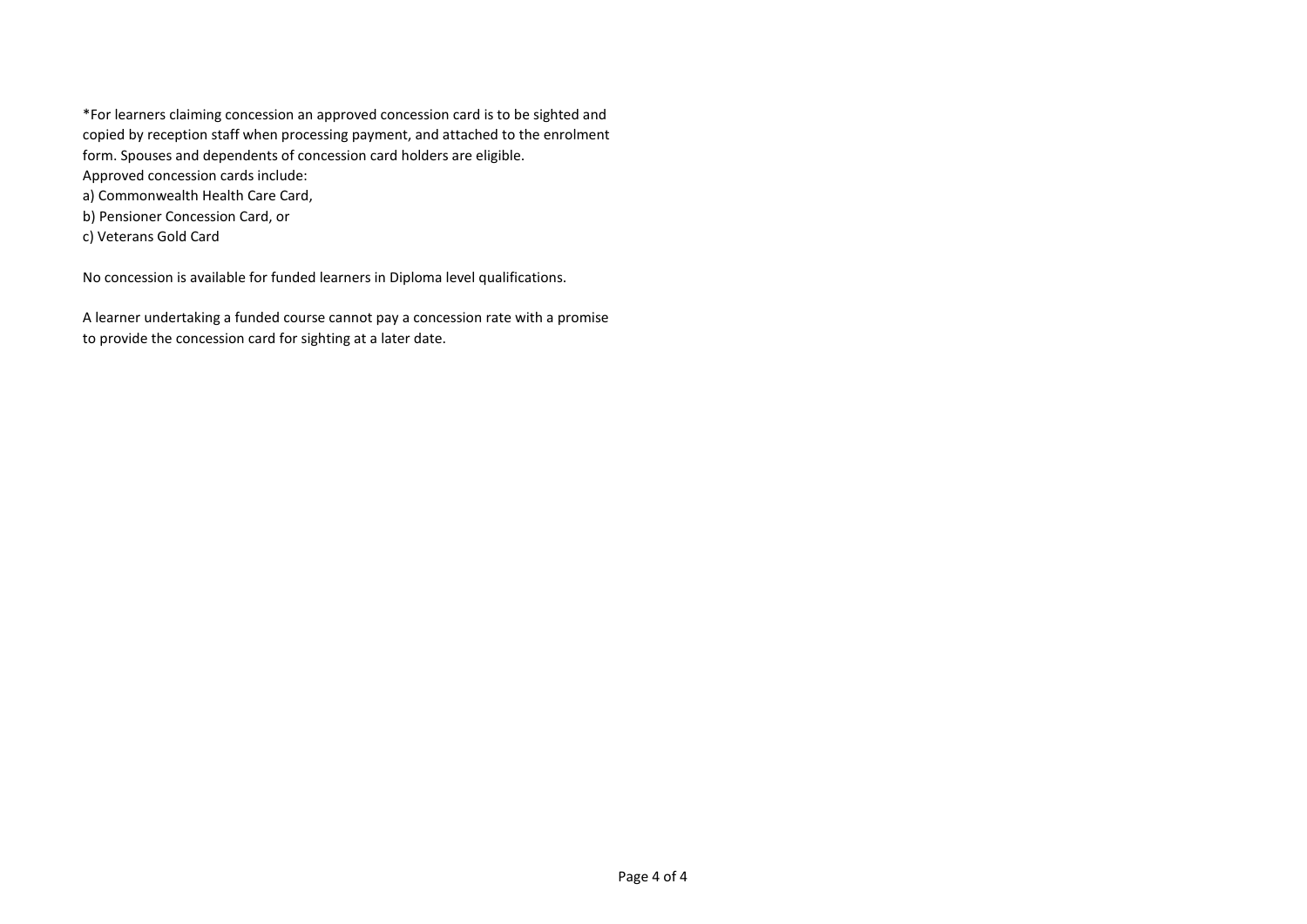*For learners claiming concession an approved concession card is to be sighted and copied by reception staff when processing payment, and attached to the enrolment form. Spouses and dependents of concession card holders are eligible.

Approved concession cards include:

a) Commonwealth Health Care Card,

b) Pensioner Concession Card, or

c) Veterans Gold Card

No concession is available for funded learners in Diploma level qualifications.

A learner undertaking a funded course cannot pay a concession rate with a promise to provide the concession card for sighting at a later date.